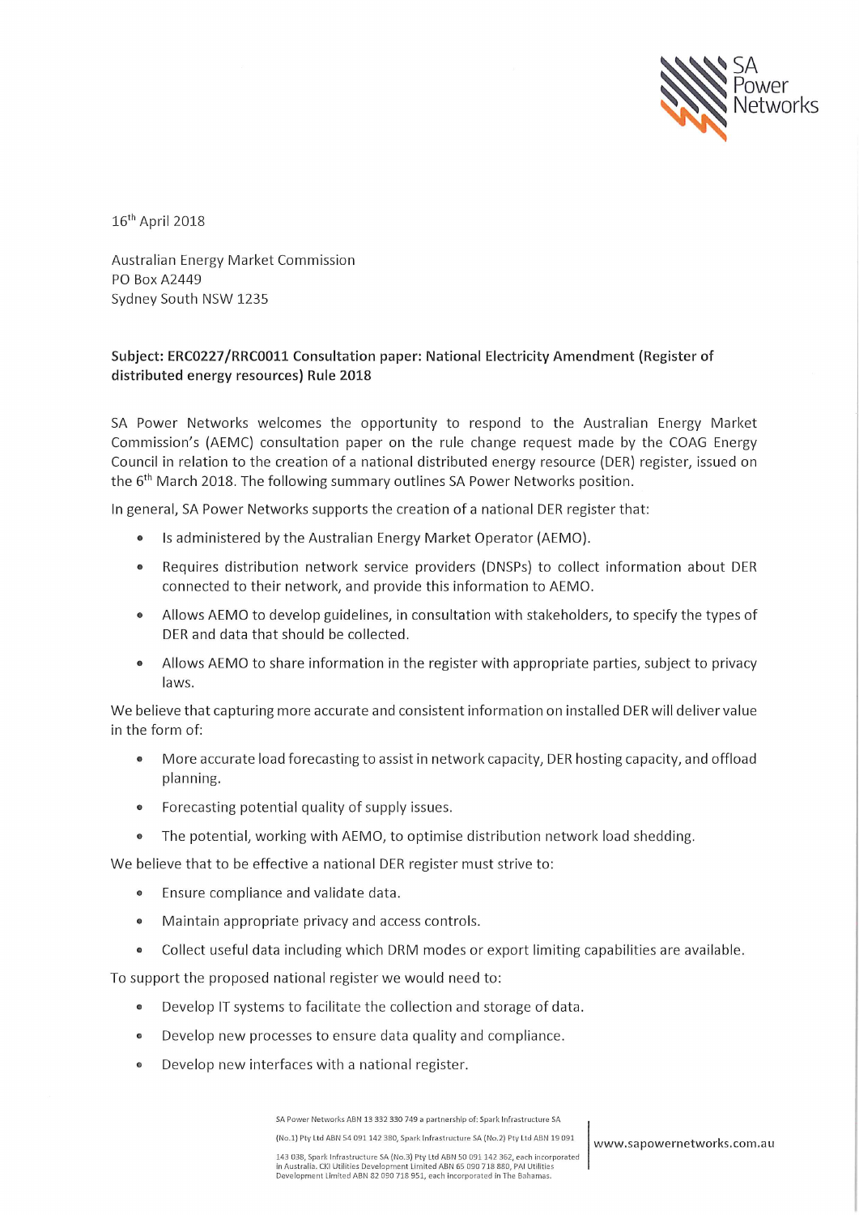16th April 2018

Australian Energy Market Commission
PO Box A2449
Sydney South NSW 1235

**Subject: ERC0227/RRC0011 Consultation paper: National Electricity Amendment (Register of distributed energy resources) Rule 2018**

SA Power Networks welcomes the opportunity to respond to the Australian Energy Market Commission's (AEMC) consultation paper on the rule change request made by the COAG Energy Council in relation to the creation of a national distributed energy resource (DER) register, issued on the 6th March 2018. The following summary outlines SA Power Networks position.

In general, SA Power Networks supports the creation of a national DER register that:

- Is administered by the Australian Energy Market Operator (AEMO).
- Requires distribution network service providers (DNSPs) to collect information about DER connected to their network, and provide this information to AEMO.
- Allows AEMO to develop guidelines, in consultation with stakeholders, to specify the types of DER and data that should be collected.
- Allows AEMO to share information in the register with appropriate parties, subject to privacy laws.

We believe that capturing more accurate and consistent information on installed DER will deliver value in the form of:

- More accurate load forecasting to assist in network capacity, DER hosting capacity, and offload planning.
- Forecasting potential quality of supply issues.
- The potential, working with AEMO, to optimise distribution network load shedding.

We believe that to be effective a national DER register must strive to:

- Ensure compliance and validate data.
- Maintain appropriate privacy and access controls.
- Collect useful data including which DRM modes or export limiting capabilities are available.

To support the proposed national register we would need to:

- Develop IT systems to facilitate the collection and storage of data.
- Develop new processes to ensure data quality and compliance.
- Develop new interfaces with a national register.

SA Power Networks ABN 13 332 330 749 a partnership of: Spark Infrastructure SA (No.1) Pty Ltd ABN 54 091 142 380, Spark Infrastructure SA (No.2) Pty Ltd ABN 19 091 143 038, Spark Infrastructure SA (No.3) Pty Ltd ABN 50 091 142 362, each incorporated in Australia. CKI Utilities Development Limited ABN 65 090 718 880, PAI Utilities Development Limited ABN 82 090 718 951, each incorporated in The Bahamas.

www.sapowernetworks.com.au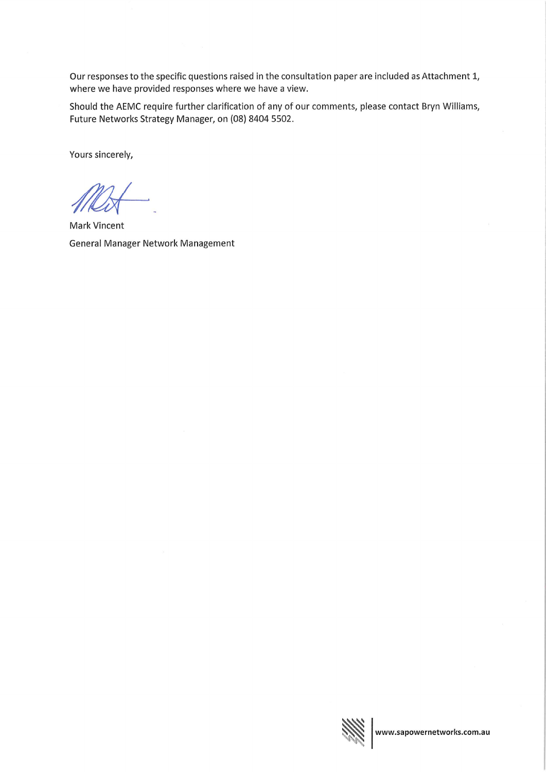Our responses to the specific questions raised in the consultation paper are included as Attachment 1, where we have provided responses where we have a view.

Should the AEMC require further clarification of any of our comments, please contact Bryn Williams, Future Networks Strategy Manager, on (08) 8404 5502.

Yours sincerely,

Mark Vincent

General Manager Network Management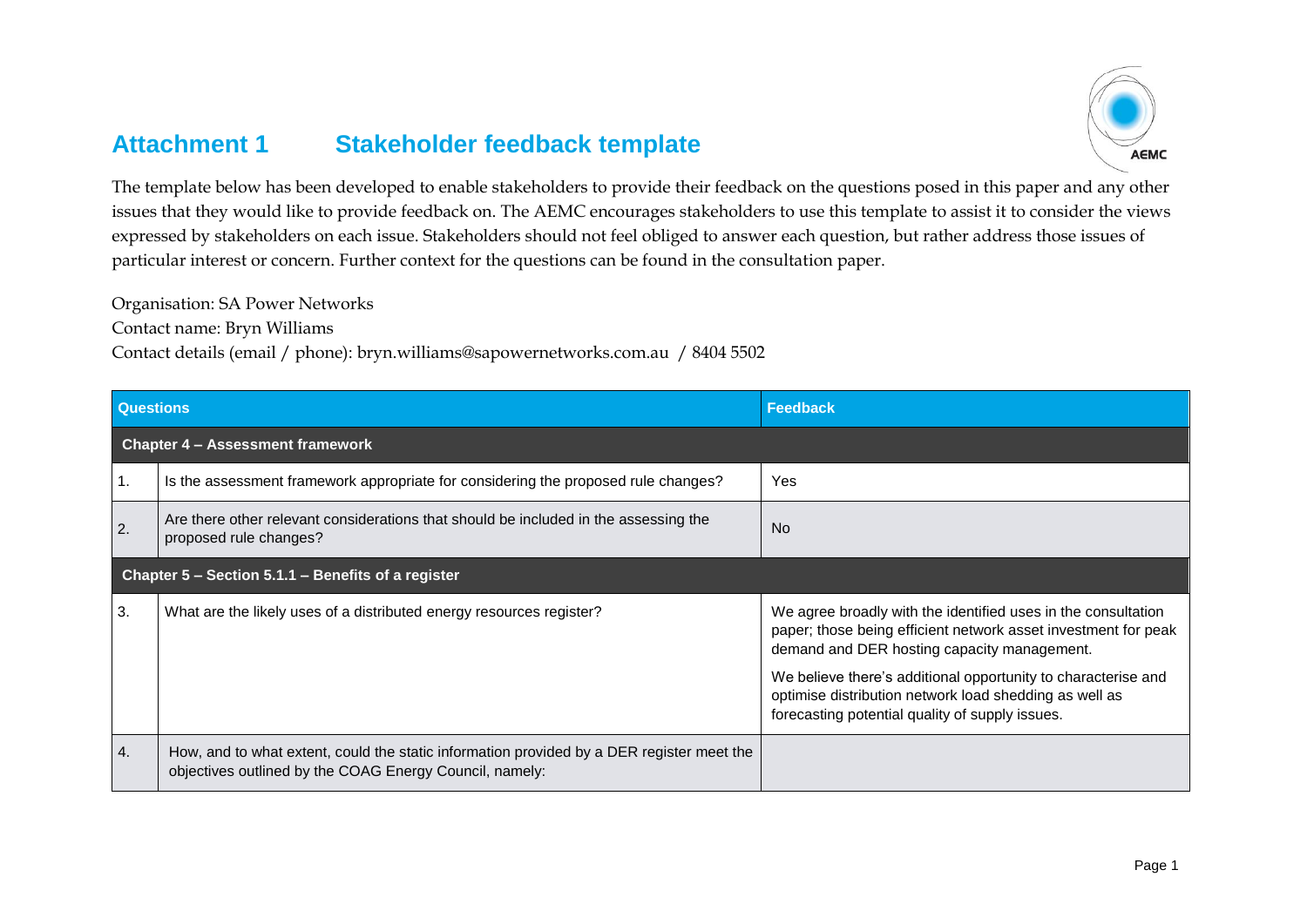# Attachment 1 Stakeholder feedback template

The template below has been developed to enable stakeholders to provide their feedback on the questions posed in this paper and any other issues that they would like to provide feedback on. The AEMC encourages stakeholders to use this template to assist it to consider the views expressed by stakeholders on each issue. Stakeholders should not feel obliged to answer each question, but rather address those issues of particular interest or concern. Further context for the questions can be found in the consultation paper.

Organisation: SA Power Networks

Contact name: Bryn Williams

Contact details (email / phone): bryn.williams@sapowernetworks.com.au / 8404 5502

| Questions | | Feedback |
|---|---|---|
| **Chapter 4 – Assessment framework** | | |
| 1. | Is the assessment framework appropriate for considering the proposed rule changes? | Yes |
| 2. | Are there other relevant considerations that should be included in the assessing the proposed rule changes? | No |
| **Chapter 5 – Section 5.1.1 – Benefits of a register** | | |
| 3. | What are the likely uses of a distributed energy resources register? | We agree broadly with the identified uses in the consultation paper; those being efficient network asset investment for peak demand and DER hosting capacity management.<br><br>We believe there's additional opportunity to characterise and optimise distribution network load shedding as well as forecasting potential quality of supply issues. |
| 4. | How, and to what extent, could the static information provided by a DER register meet the objectives outlined by the COAG Energy Council, namely: | |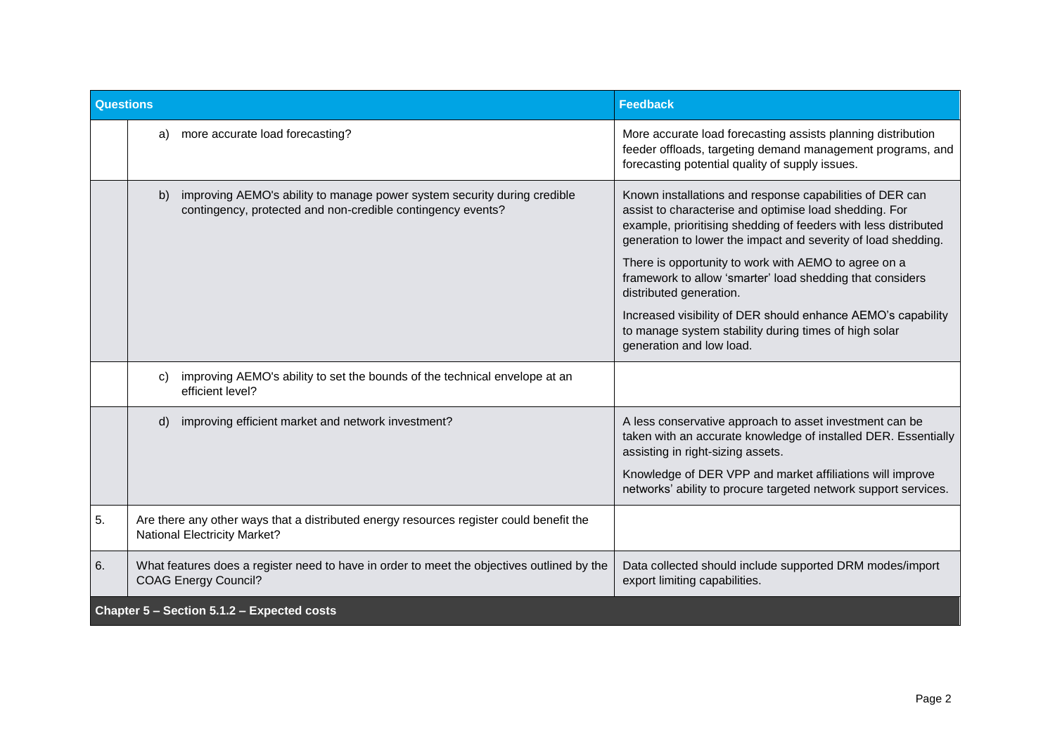| Questions | | Feedback |
|---|---|---|
| | a) more accurate load forecasting? | More accurate load forecasting assists planning distribution feeder offloads, targeting demand management programs, and forecasting potential quality of supply issues. |
| | b) improving AEMO's ability to manage power system security during credible contingency, protected and non-credible contingency events? | Known installations and response capabilities of DER can assist to characterise and optimise load shedding. For example, prioritising shedding of feeders with less distributed generation to lower the impact and severity of load shedding.<br><br>There is opportunity to work with AEMO to agree on a framework to allow 'smarter' load shedding that considers distributed generation.<br><br>Increased visibility of DER should enhance AEMO's capability to manage system stability during times of high solar generation and low load. |
| | c) improving AEMO's ability to set the bounds of the technical envelope at an efficient level? | |
| | d) improving efficient market and network investment? | A less conservative approach to asset investment can be taken with an accurate knowledge of installed DER. Essentially assisting in right-sizing assets.<br><br>Knowledge of DER VPP and market affiliations will improve networks' ability to procure targeted network support services. |
| 5. | Are there any other ways that a distributed energy resources register could benefit the National Electricity Market? | |
| 6. | What features does a register need to have in order to meet the objectives outlined by the COAG Energy Council? | Data collected should include supported DRM modes/import export limiting capabilities. |
| **Chapter 5 – Section 5.1.2 – Expected costs** | | |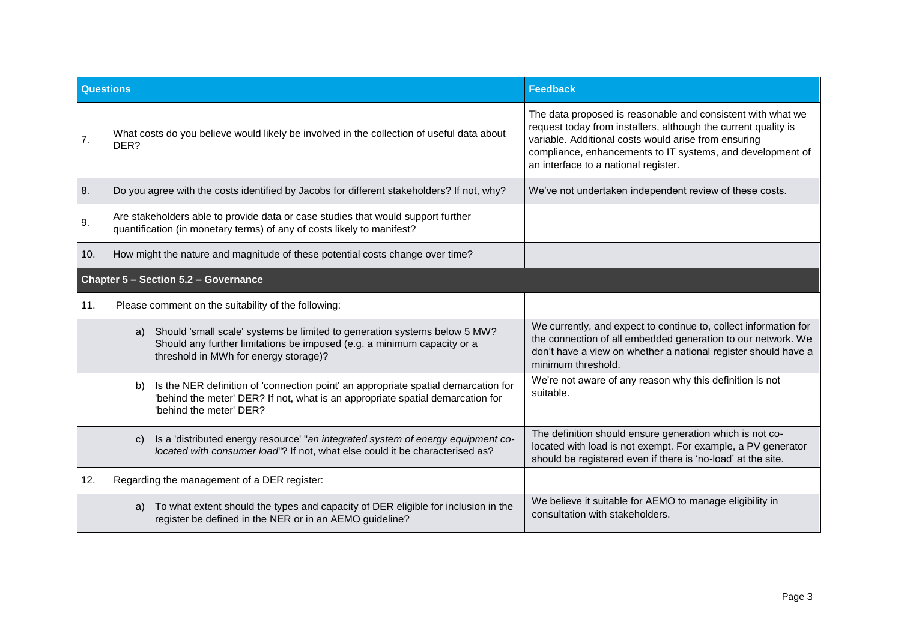| Questions | | Feedback |
|---|---|---|
| 7. | What costs do you believe would likely be involved in the collection of useful data about DER? | The data proposed is reasonable and consistent with what we request today from installers, although the current quality is variable. Additional costs would arise from ensuring compliance, enhancements to IT systems, and development of an interface to a national register. |
| 8. | Do you agree with the costs identified by Jacobs for different stakeholders? If not, why? | We've not undertaken independent review of these costs. |
| 9. | Are stakeholders able to provide data or case studies that would support further quantification (in monetary terms) of any of costs likely to manifest? | |
| 10. | How might the nature and magnitude of these potential costs change over time? | |
| **Chapter 5 – Section 5.2 – Governance** | | |
| 11. | Please comment on the suitability of the following: | |
| | a) Should 'small scale' systems be limited to generation systems below 5 MW? Should any further limitations be imposed (e.g. a minimum capacity or a threshold in MWh for energy storage)? | We currently, and expect to continue to, collect information for the connection of all embedded generation to our network. We don't have a view on whether a national register should have a minimum threshold. |
| | b) Is the NER definition of 'connection point' an appropriate spatial demarcation for 'behind the meter' DER? If not, what is an appropriate spatial demarcation for 'behind the meter' DER? | We're not aware of any reason why this definition is not suitable. |
| | c) Is a 'distributed energy resource' "*an integrated system of energy equipment co-located with consumer load*"? If not, what else could it be characterised as? | The definition should ensure generation which is not co-located with load is not exempt. For example, a PV generator should be registered even if there is 'no-load' at the site. |
| 12. | Regarding the management of a DER register: | |
| | a) To what extent should the types and capacity of DER eligible for inclusion in the register be defined in the NER or in an AEMO guideline? | We believe it suitable for AEMO to manage eligibility in consultation with stakeholders. |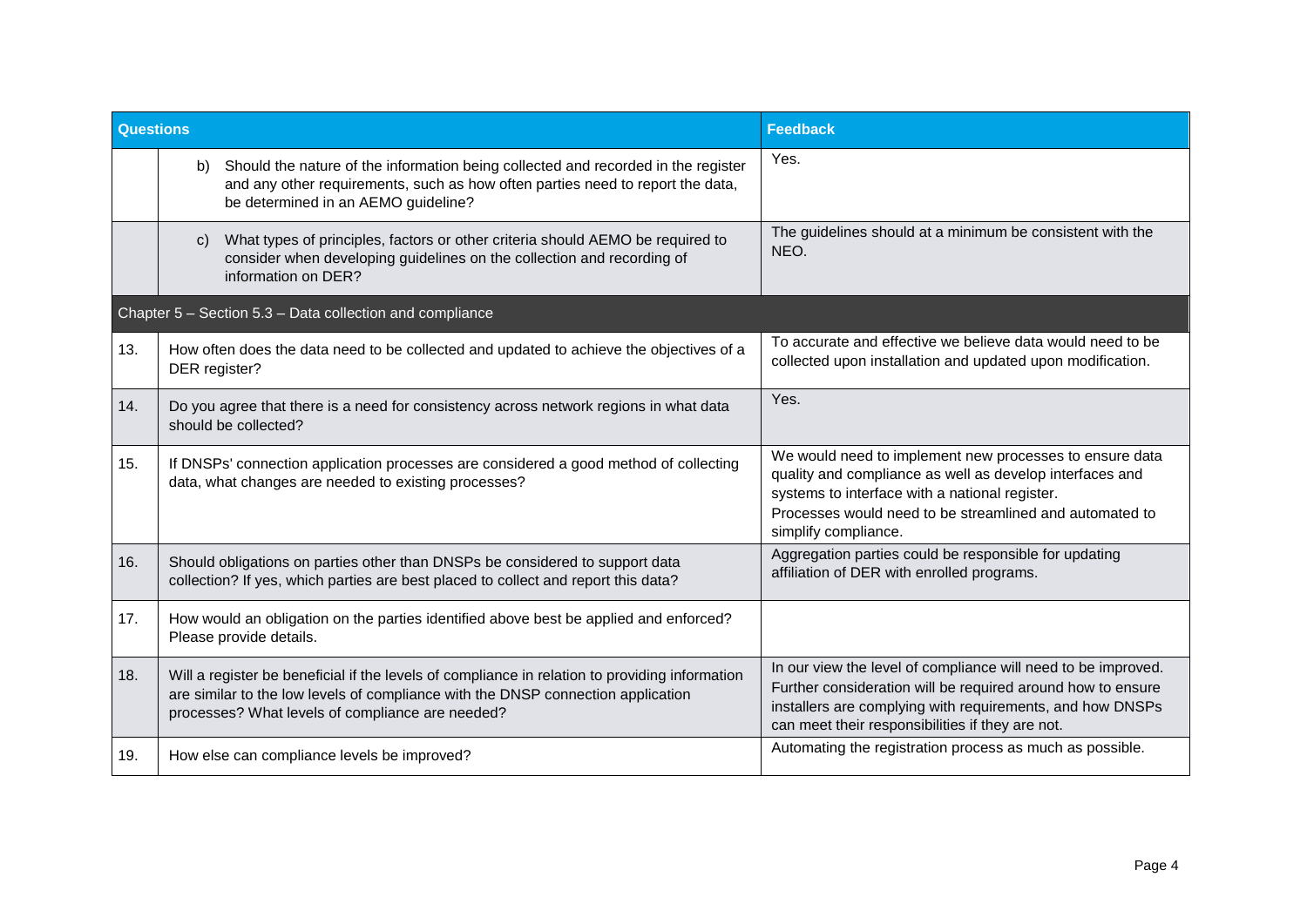| Questions | | Feedback |
|---|---|---|
| | b) Should the nature of the information being collected and recorded in the register and any other requirements, such as how often parties need to report the data, be determined in an AEMO guideline? | Yes. |
| | c) What types of principles, factors or other criteria should AEMO be required to consider when developing guidelines on the collection and recording of information on DER? | The guidelines should at a minimum be consistent with the NEO. |
| Chapter 5 – Section 5.3 – Data collection and compliance | | |
| 13. | How often does the data need to be collected and updated to achieve the objectives of a DER register? | To accurate and effective we believe data would need to be collected upon installation and updated upon modification. |
| 14. | Do you agree that there is a need for consistency across network regions in what data should be collected? | Yes. |
| 15. | If DNSPs' connection application processes are considered a good method of collecting data, what changes are needed to existing processes? | We would need to implement new processes to ensure data quality and compliance as well as develop interfaces and systems to interface with a national register.<br>Processes would need to be streamlined and automated to simplify compliance. |
| 16. | Should obligations on parties other than DNSPs be considered to support data collection? If yes, which parties are best placed to collect and report this data? | Aggregation parties could be responsible for updating affiliation of DER with enrolled programs. |
| 17. | How would an obligation on the parties identified above best be applied and enforced? Please provide details. | |
| 18. | Will a register be beneficial if the levels of compliance in relation to providing information are similar to the low levels of compliance with the DNSP connection application processes? What levels of compliance are needed? | In our view the level of compliance will need to be improved. Further consideration will be required around how to ensure installers are complying with requirements, and how DNSPs can meet their responsibilities if they are not. |
| 19. | How else can compliance levels be improved? | Automating the registration process as much as possible. |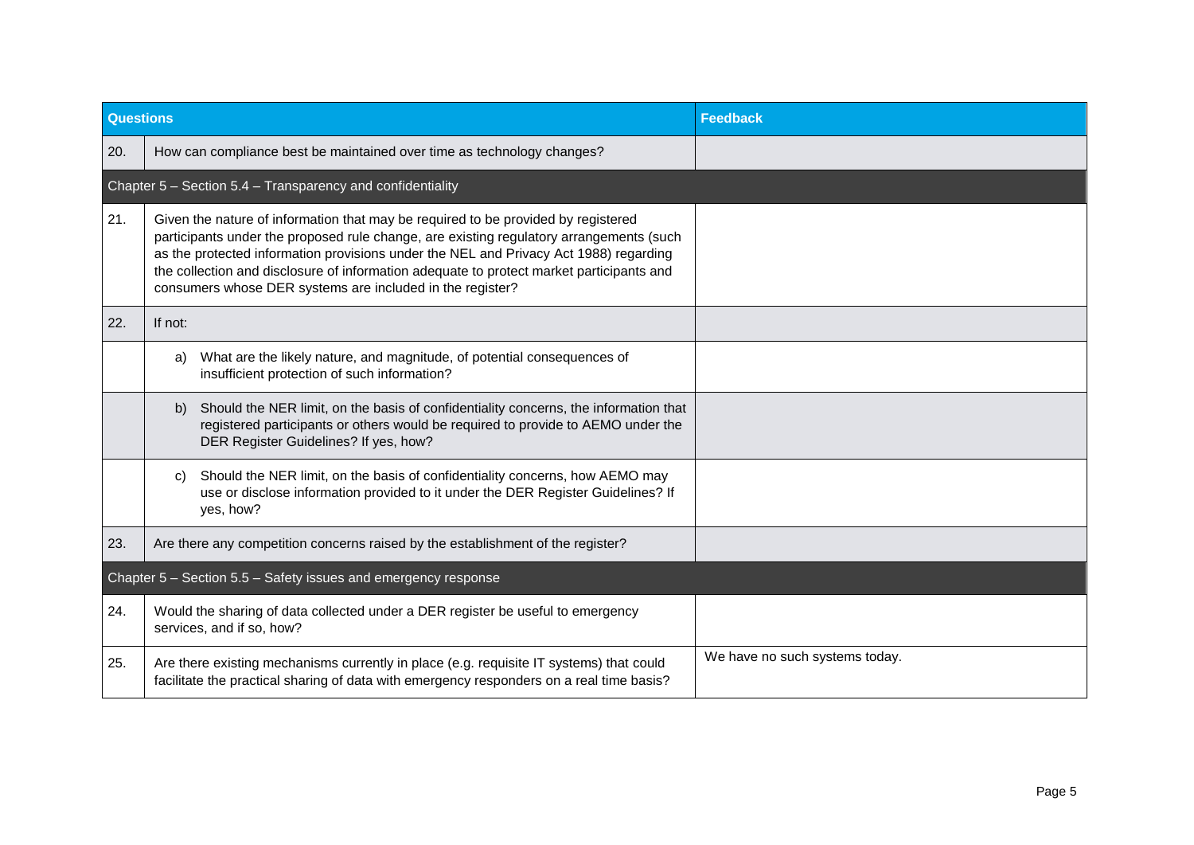| Questions | | Feedback |
|---|---|---|
| 20. | How can compliance best be maintained over time as technology changes? | |
| Chapter 5 – Section 5.4 – Transparency and confidentiality | | |
| 21. | Given the nature of information that may be required to be provided by registered participants under the proposed rule change, are existing regulatory arrangements (such as the protected information provisions under the NEL and Privacy Act 1988) regarding the collection and disclosure of information adequate to protect market participants and consumers whose DER systems are included in the register? | |
| 22. | If not: | |
| | a) What are the likely nature, and magnitude, of potential consequences of insufficient protection of such information? | |
| | b) Should the NER limit, on the basis of confidentiality concerns, the information that registered participants or others would be required to provide to AEMO under the DER Register Guidelines? If yes, how? | |
| | c) Should the NER limit, on the basis of confidentiality concerns, how AEMO may use or disclose information provided to it under the DER Register Guidelines? If yes, how? | |
| 23. | Are there any competition concerns raised by the establishment of the register? | |
| Chapter 5 – Section 5.5 – Safety issues and emergency response | | |
| 24. | Would the sharing of data collected under a DER register be useful to emergency services, and if so, how? | |
| 25. | Are there existing mechanisms currently in place (e.g. requisite IT systems) that could facilitate the practical sharing of data with emergency responders on a real time basis? | We have no such systems today. |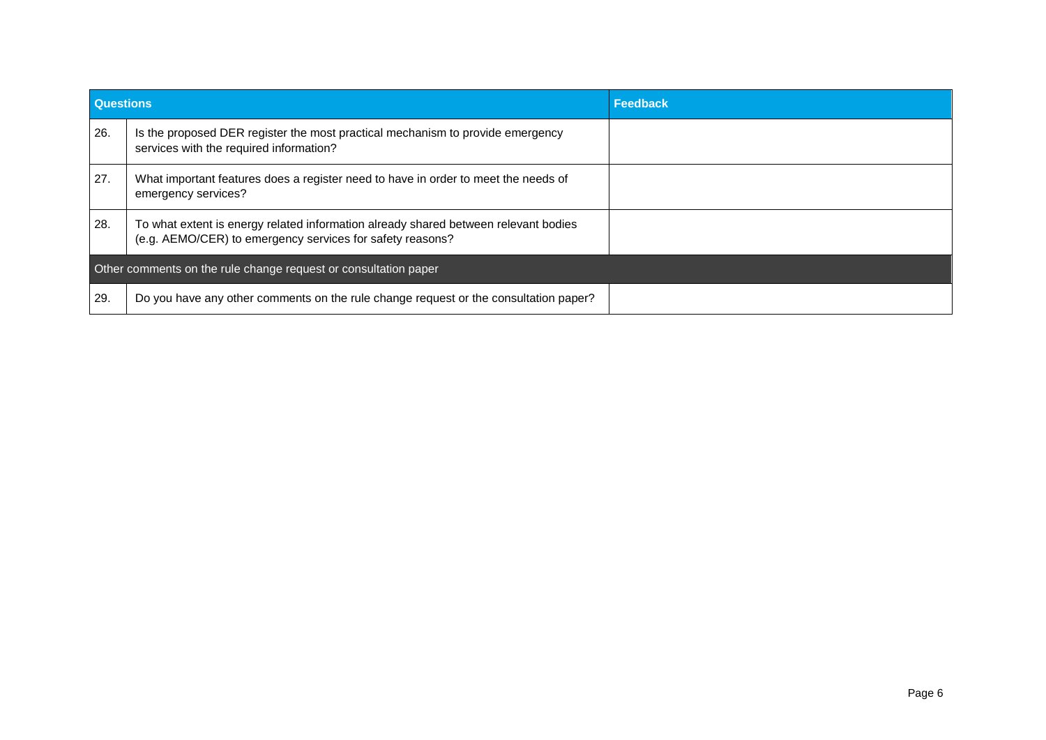| Questions | | Feedback |
|---|---|---|
| 26. | Is the proposed DER register the most practical mechanism to provide emergency services with the required information? | |
| 27. | What important features does a register need to have in order to meet the needs of emergency services? | |
| 28. | To what extent is energy related information already shared between relevant bodies (e.g. AEMO/CER) to emergency services for safety reasons? | |
| Other comments on the rule change request or consultation paper | | |
| 29. | Do you have any other comments on the rule change request or the consultation paper? | |